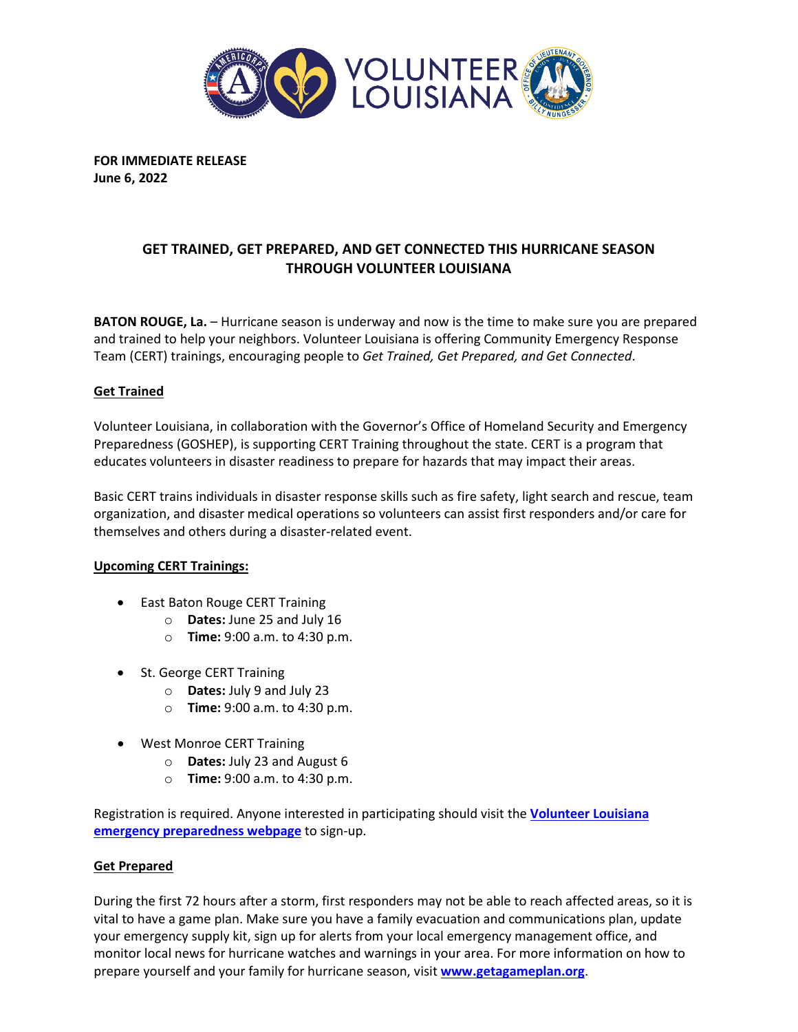**FOR IMMEDIATE RELEASE**
**June 6, 2022**

## GET TRAINED, GET PREPARED, AND GET CONNECTED THIS HURRICANE SEASON THROUGH VOLUNTEER LOUISIANA

**BATON ROUGE, La.** – Hurricane season is underway and now is the time to make sure you are prepared and trained to help your neighbors. Volunteer Louisiana is offering Community Emergency Response Team (CERT) trainings, encouraging people to *Get Trained, Get Prepared, and Get Connected*.

### Get Trained

Volunteer Louisiana, in collaboration with the Governor's Office of Homeland Security and Emergency Preparedness (GOSHEP), is supporting CERT Training throughout the state. CERT is a program that educates volunteers in disaster readiness to prepare for hazards that may impact their areas.

Basic CERT trains individuals in disaster response skills such as fire safety, light search and rescue, team organization, and disaster medical operations so volunteers can assist first responders and/or care for themselves and others during a disaster-related event.

**Upcoming CERT Trainings:**

- East Baton Rouge CERT Training
  - **Dates:** June 25 and July 16
  - **Time:** 9:00 a.m. to 4:30 p.m.
- St. George CERT Training
  - **Dates:** July 9 and July 23
  - **Time:** 9:00 a.m. to 4:30 p.m.
- West Monroe CERT Training
  - **Dates:** July 23 and August 6
  - **Time:** 9:00 a.m. to 4:30 p.m.

Registration is required. Anyone interested in participating should visit the **Volunteer Louisiana emergency preparedness webpage** to sign-up.

### Get Prepared

During the first 72 hours after a storm, first responders may not be able to reach affected areas, so it is vital to have a game plan. Make sure you have a family evacuation and communications plan, update your emergency supply kit, sign up for alerts from your local emergency management office, and monitor local news for hurricane watches and warnings in your area. For more information on how to prepare yourself and your family for hurricane season, visit **www.getagameplan.org**.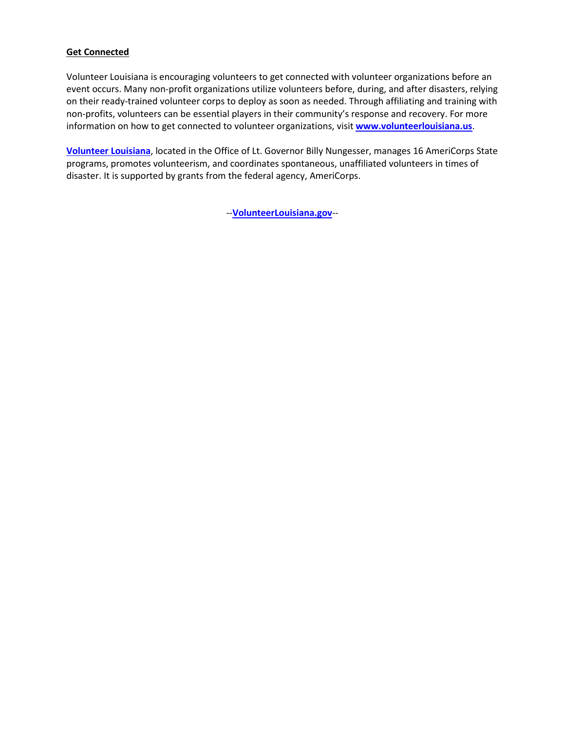**Get Connected**

Volunteer Louisiana is encouraging volunteers to get connected with volunteer organizations before an event occurs. Many non-profit organizations utilize volunteers before, during, and after disasters, relying on their ready-trained volunteer corps to deploy as soon as needed. Through affiliating and training with non-profits, volunteers can be essential players in their community's response and recovery. For more information on how to get connected to volunteer organizations, visit **www.volunteerlouisiana.us**.

**Volunteer Louisiana**, located in the Office of Lt. Governor Billy Nungesser, manages 16 AmeriCorps State programs, promotes volunteerism, and coordinates spontaneous, unaffiliated volunteers in times of disaster. It is supported by grants from the federal agency, AmeriCorps.

--**VolunteerLouisiana.gov**--